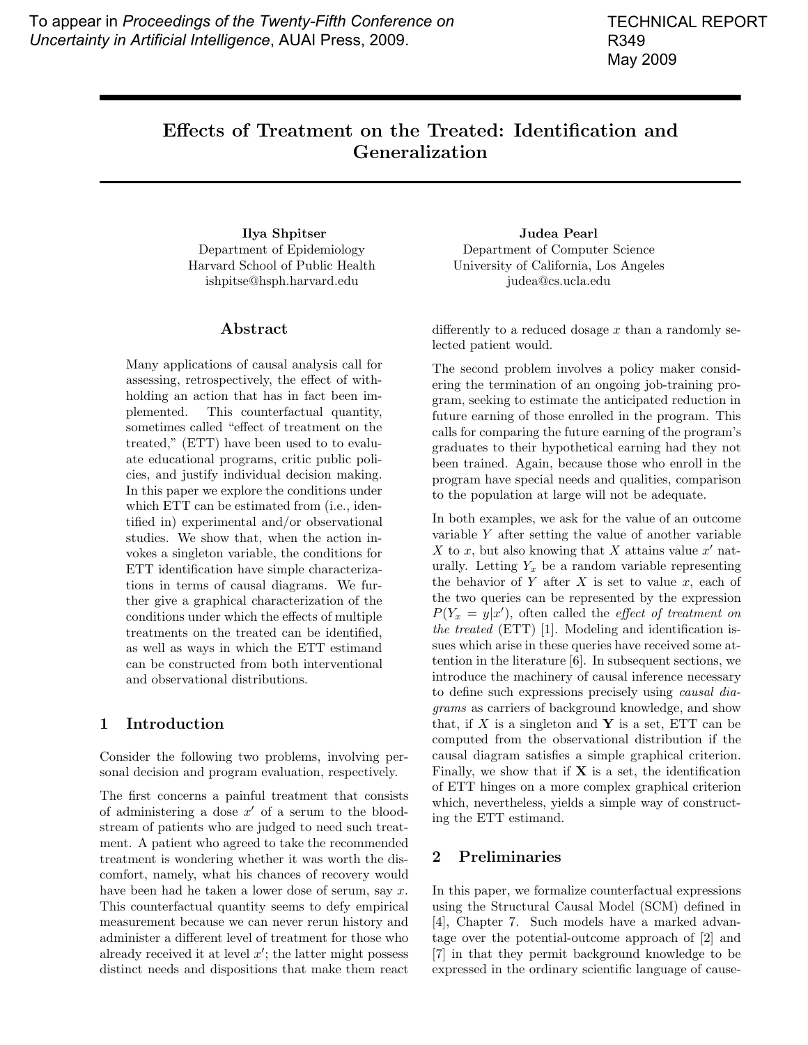To appear in *Proceedings of the Twenty-Fifth Conference on Uncertainty in Artificial Intelligence*, AUAI Press, 2009.

TECHNICAL REPORT
R349
May 2009

# Effects of Treatment on the Treated: Identification and Generalization

**Ilya Shpitser**
Department of Epidemiology
Harvard School of Public Health
ishpitse@hsph.harvard.edu

**Judea Pearl**
Department of Computer Science
University of California, Los Angeles
judea@cs.ucla.edu

## Abstract

Many applications of causal analysis call for assessing, retrospectively, the effect of withholding an action that has in fact been implemented. This counterfactual quantity, sometimes called "effect of treatment on the treated," (ETT) have been used to to evaluate educational programs, critic public policies, and justify individual decision making. In this paper we explore the conditions under which ETT can be estimated from (i.e., identified in) experimental and/or observational studies. We show that, when the action invokes a singleton variable, the conditions for ETT identification have simple characterizations in terms of causal diagrams. We further give a graphical characterization of the conditions under which the effects of multiple treatments on the treated can be identified, as well as ways in which the ETT estimand can be constructed from both interventional and observational distributions.

## 1 Introduction

Consider the following two problems, involving personal decision and program evaluation, respectively.

The first concerns a painful treatment that consists of administering a dose $x'$ of a serum to the bloodstream of patients who are judged to need such treatment. A patient who agreed to take the recommended treatment is wondering whether it was worth the discomfort, namely, what his chances of recovery would have been had he taken a lower dose of serum, say $x$. This counterfactual quantity seems to defy empirical measurement because we can never rerun history and administer a different level of treatment for those who already received it at level $x'$; the latter might possess distinct needs and dispositions that make them react differently to a reduced dosage $x$ than a randomly selected patient would.

The second problem involves a policy maker considering the termination of an ongoing job-training program, seeking to estimate the anticipated reduction in future earning of those enrolled in the program. This calls for comparing the future earning of the program's graduates to their hypothetical earning had they not been trained. Again, because those who enroll in the program have special needs and qualities, comparison to the population at large will not be adequate.

In both examples, we ask for the value of an outcome variable $Y$ after setting the value of another variable $X$ to $x$, but also knowing that $X$ attains value $x'$ naturally. Letting $Y_x$ be a random variable representing the behavior of $Y$ after $X$ is set to value $x$, each of the two queries can be represented by the expression $P(Y_x = y|x')$, often called the *effect of treatment on the treated* (ETT) [1]. Modeling and identification issues which arise in these queries have received some attention in the literature [6]. In subsequent sections, we introduce the machinery of causal inference necessary to define such expressions precisely using *causal diagrams* as carriers of background knowledge, and show that, if $X$ is a singleton and $\mathbf{Y}$ is a set, ETT can be computed from the observational distribution if the causal diagram satisfies a simple graphical criterion. Finally, we show that if $\mathbf{X}$ is a set, the identification of ETT hinges on a more complex graphical criterion which, nevertheless, yields a simple way of constructing the ETT estimand.

## 2 Preliminaries

In this paper, we formalize counterfactual expressions using the Structural Causal Model (SCM) defined in [4], Chapter 7. Such models have a marked advantage over the potential-outcome approach of [2] and [7] in that they permit background knowledge to be expressed in the ordinary scientific language of cause-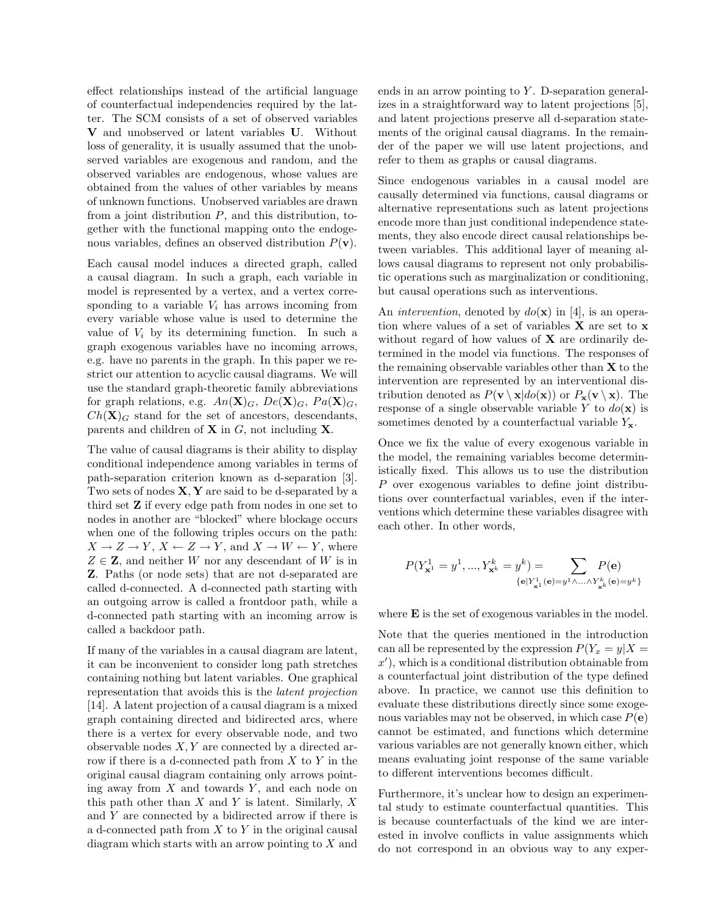effect relationships instead of the artificial language of counterfactual independencies required by the latter. The SCM consists of a set of observed variables $\mathbf{V}$ and unobserved or latent variables $\mathbf{U}$. Without loss of generality, it is usually assumed that the unobserved variables are exogenous and random, and the observed variables are endogenous, whose values are obtained from the values of other variables by means of unknown functions. Unobserved variables are drawn from a joint distribution $P$, and this distribution, together with the functional mapping onto the endogenous variables, defines an observed distribution $P(\mathbf{v})$.

Each causal model induces a directed graph, called a causal diagram. In such a graph, each variable in model is represented by a vertex, and a vertex corresponding to a variable $V_i$ has arrows incoming from every variable whose value is used to determine the value of $V_i$ by its determining function. In such a graph exogenous variables have no incoming arrows, e.g. have no parents in the graph. In this paper we restrict our attention to acyclic causal diagrams. We will use the standard graph-theoretic family abbreviations for graph relations, e.g. $An(\mathbf{X})_G$, $De(\mathbf{X})_G$, $Pa(\mathbf{X})_G$, $Ch(\mathbf{X})_G$ stand for the set of ancestors, descendants, parents and children of $\mathbf{X}$ in $G$, not including $\mathbf{X}$.

The value of causal diagrams is their ability to display conditional independence among variables in terms of path-separation criterion known as d-separation [3]. Two sets of nodes $\mathbf{X}, \mathbf{Y}$ are said to be d-separated by a third set $\mathbf{Z}$ if every edge path from nodes in one set to nodes in another are "blocked" where blockage occurs when one of the following triples occurs on the path: $X \to Z \to Y$, $X \leftarrow Z \to Y$, and $X \to W \leftarrow Y$, where $Z \in \mathbf{Z}$, and neither $W$ nor any descendant of $W$ is in $\mathbf{Z}$. Paths (or node sets) that are not d-separated are called d-connected. A d-connected path starting with an outgoing arrow is called a frontdoor path, while a d-connected path starting with an incoming arrow is called a backdoor path.

If many of the variables in a causal diagram are latent, it can be inconvenient to consider long path stretches containing nothing but latent variables. One graphical representation that avoids this is the *latent projection* [14]. A latent projection of a causal diagram is a mixed graph containing directed and bidirected arcs, where there is a vertex for every observable node, and two observable nodes $X, Y$ are connected by a directed arrow if there is a d-connected path from $X$ to $Y$ in the original causal diagram containing only arrows pointing away from $X$ and towards $Y$, and each node on this path other than $X$ and $Y$ is latent. Similarly, $X$ and $Y$ are connected by a bidirected arrow if there is a d-connected path from $X$ to $Y$ in the original causal diagram which starts with an arrow pointing to $X$ and ends in an arrow pointing to $Y$. D-separation generalizes in a straightforward way to latent projections [5], and latent projections preserve all d-separation statements of the original causal diagrams. In the remainder of the paper we will use latent projections, and refer to them as graphs or causal diagrams.

Since endogenous variables in a causal model are causally determined via functions, causal diagrams or alternative representations such as latent projections encode more than just conditional independence statements, they also encode direct causal relationships between variables. This additional layer of meaning allows causal diagrams to represent not only probabilistic operations such as marginalization or conditioning, but causal operations such as interventions.

An *intervention*, denoted by $do(\mathbf{x})$ in [4], is an operation where values of a set of variables $\mathbf{X}$ are set to $\mathbf{x}$ without regard of how values of $\mathbf{X}$ are ordinarily determined in the model via functions. The responses of the remaining observable variables other than $\mathbf{X}$ to the intervention are represented by an interventional distribution denoted as $P(\mathbf{v} \setminus \mathbf{x} | do(\mathbf{x}))$ or $P_{\mathbf{x}}(\mathbf{v} \setminus \mathbf{x})$. The response of a single observable variable $Y$ to $do(\mathbf{x})$ is sometimes denoted by a counterfactual variable $Y_{\mathbf{x}}$.

Once we fix the value of every exogenous variable in the model, the remaining variables become deterministically fixed. This allows us to use the distribution $P$ over exogenous variables to define joint distributions over counterfactual variables, even if the interventions which determine these variables disagree with each other. In other words,

$$P(Y^1_{\mathbf{x}^1} = y^1, ..., Y^k_{\mathbf{x}^k} = y^k) = \sum_{\{\mathbf{e} | Y^1_{\mathbf{x}^1}(\mathbf{e}) = y^1 \wedge ... \wedge Y^k_{\mathbf{x}^k}(\mathbf{e}) = y^k\}} P(\mathbf{e})$$

where $\mathbf{E}$ is the set of exogenous variables in the model.

Note that the queries mentioned in the introduction can all be represented by the expression $P(Y_x = y | X = x')$, which is a conditional distribution obtainable from a counterfactual joint distribution of the type defined above. In practice, we cannot use this definition to evaluate these distributions directly since some exogenous variables may not be observed, in which case $P(\mathbf{e})$ cannot be estimated, and functions which determine various variables are not generally known either, which means evaluating joint response of the same variable to different interventions becomes difficult.

Furthermore, it's unclear how to design an experimental study to estimate counterfactual quantities. This is because counterfactuals of the kind we are interested in involve conflicts in value assignments which do not correspond in an obvious way to any exper-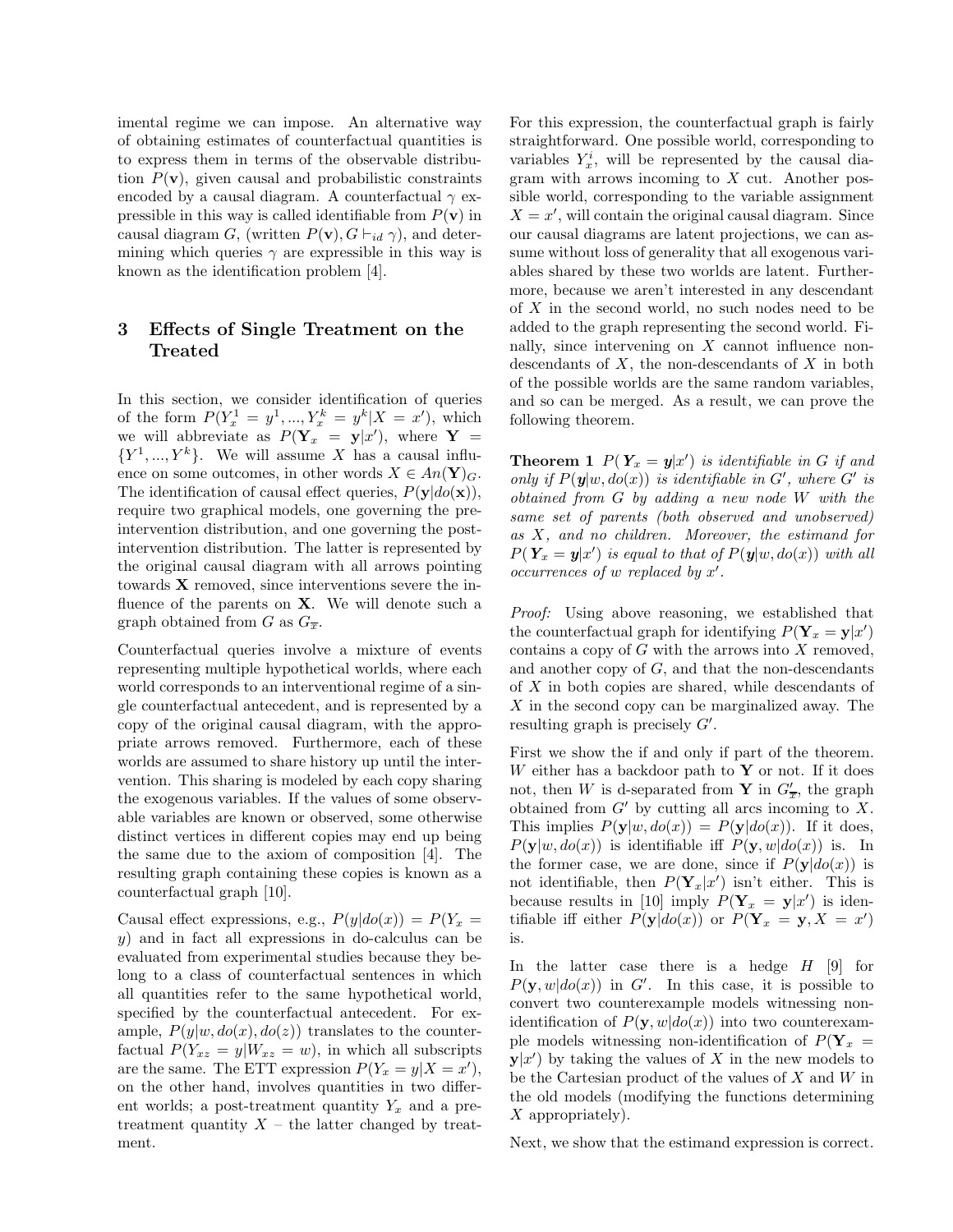imental regime we can impose. An alternative way of obtaining estimates of counterfactual quantities is to express them in terms of the observable distribution $P(\mathbf{v})$, given causal and probabilistic constraints encoded by a causal diagram. A counterfactual $\gamma$ expressible in this way is called identifiable from $P(\mathbf{v})$ in causal diagram $G$, (written $P(\mathbf{v}), G \vdash_{id} \gamma$), and determining which queries $\gamma$ are expressible in this way is known as the identification problem [4].

## 3 Effects of Single Treatment on the Treated

In this section, we consider identification of queries of the form $P(Y^1_x = y^1, ..., Y^k_x = y^k | X = x')$, which we will abbreviate as $P(\mathbf{Y}_x = \mathbf{y}|x')$, where $\mathbf{Y} = \{Y^1, ..., Y^k\}$. We will assume $X$ has a causal influence on some outcomes, in other words $X \in An(\mathbf{Y})_G$. The identification of causal effect queries, $P(\mathbf{y}|do(\mathbf{x}))$, require two graphical models, one governing the pre-intervention distribution, and one governing the post-intervention distribution. The latter is represented by the original causal diagram with all arrows pointing towards $\mathbf{X}$ removed, since interventions severe the influence of the parents on $\mathbf{X}$. We will denote such a graph obtained from $G$ as $G_{\overline{x}}$.

Counterfactual queries involve a mixture of events representing multiple hypothetical worlds, where each world corresponds to an interventional regime of a single counterfactual antecedent, and is represented by a copy of the original causal diagram, with the appropriate arrows removed. Furthermore, each of these worlds are assumed to share history up until the intervention. This sharing is modeled by each copy sharing the exogenous variables. If the values of some observable variables are known or observed, some otherwise distinct vertices in different copies may end up being the same due to the axiom of composition [4]. The resulting graph containing these copies is known as a counterfactual graph [10].

Causal effect expressions, e.g., $P(y|do(x)) = P(Y_x = y)$ and in fact all expressions in do-calculus can be evaluated from experimental studies because they belong to a class of counterfactual sentences in which all quantities refer to the same hypothetical world, specified by the counterfactual antecedent. For example, $P(y|w, do(x), do(z))$ translates to the counterfactual $P(Y_{xz} = y|W_{xz} = w)$, in which all subscripts are the same. The ETT expression $P(Y_x = y|X = x')$, on the other hand, involves quantities in two different worlds; a post-treatment quantity $Y_x$ and a pre-treatment quantity $X$ – the latter changed by treatment.

For this expression, the counterfactual graph is fairly straightforward. One possible world, corresponding to variables $Y^i_x$, will be represented by the causal diagram with arrows incoming to $X$ cut. Another possible world, corresponding to the variable assignment $X = x'$, will contain the original causal diagram. Since our causal diagrams are latent projections, we can assume without loss of generality that all exogenous variables shared by these two worlds are latent. Furthermore, because we aren't interested in any descendant of $X$ in the second world, no such nodes need to be added to the graph representing the second world. Finally, since intervening on $X$ cannot influence non-descendants of $X$, the non-descendants of $X$ in both of the possible worlds are the same random variables, and so can be merged. As a result, we can prove the following theorem.

**Theorem 1** *$P(\mathbf{Y}_x = \mathbf{y}|x')$ is identifiable in $G$ if and only if $P(\mathbf{y}|w, do(x))$ is identifiable in $G'$, where $G'$ is obtained from $G$ by adding a new node $W$ with the same set of parents (both observed and unobserved) as $X$, and no children. Moreover, the estimand for $P(\mathbf{Y}_x = \mathbf{y}|x')$ is equal to that of $P(\mathbf{y}|w, do(x))$ with all occurrences of $w$ replaced by $x'$.*

*Proof:* Using above reasoning, we established that the counterfactual graph for identifying $P(\mathbf{Y}_x = \mathbf{y}|x')$ contains a copy of $G$ with the arrows into $X$ removed, and another copy of $G$, and that the non-descendants of $X$ in both copies are shared, while descendants of $X$ in the second copy can be marginalized away. The resulting graph is precisely $G'$.

First we show the if and only if part of the theorem. $W$ either has a backdoor path to $\mathbf{Y}$ or not. If it does not, then $W$ is d-separated from $\mathbf{Y}$ in $G'_{\overline{x}}$, the graph obtained from $G'$ by cutting all arcs incoming to $X$. This implies $P(\mathbf{y}|w, do(x)) = P(\mathbf{y}|do(x))$. If it does, $P(\mathbf{y}|w, do(x))$ is identifiable iff $P(\mathbf{y}, w|do(x))$ is. In the former case, we are done, since if $P(\mathbf{y}|do(x))$ is not identifiable, then $P(\mathbf{Y}_x|x')$ isn't either. This is because results in [10] imply $P(\mathbf{Y}_x = \mathbf{y}|x')$ is identifiable iff either $P(\mathbf{y}|do(x))$ or $P(\mathbf{Y}_x = \mathbf{y}, X = x')$ is.

In the latter case there is a hedge $H$ [9] for $P(\mathbf{y}, w|do(x))$ in $G'$. In this case, it is possible to convert two counterexample models witnessing non-identification of $P(\mathbf{y}, w|do(x))$ into two counterexample models witnessing non-identification of $P(\mathbf{Y}_x = \mathbf{y}|x')$ by taking the values of $X$ in the new models to be the Cartesian product of the values of $X$ and $W$ in the old models (modifying the functions determining $X$ appropriately).

Next, we show that the estimand expression is correct.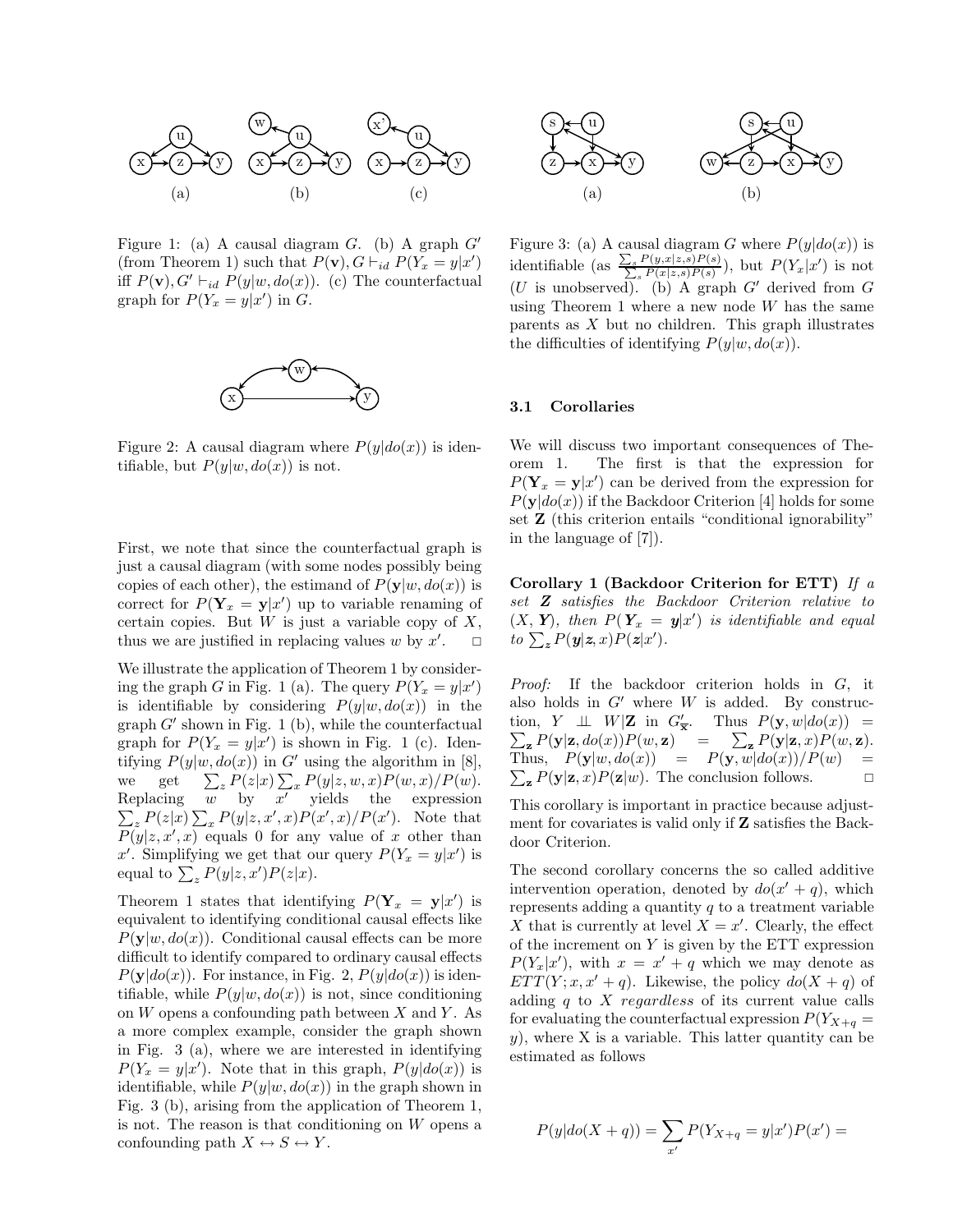Figure 1: (a) A causal diagram $G$. (b) A graph $G'$ (from Theorem 1) such that $P(\mathbf{v}), G \vdash_{id} P(Y_x = y|x')$ iff $P(\mathbf{v}), G' \vdash_{id} P(y|w, do(x))$. (c) The counterfactual graph for $P(Y_x = y|x')$ in $G$.

Figure 2: A causal diagram where $P(y|do(x))$ is identifiable, but $P(y|w, do(x))$ is not.

First, we note that since the counterfactual graph is just a causal diagram (with some nodes possibly being copies of each other), the estimand of $P(\mathbf{y}|w, do(x))$ is correct for $P(\mathbf{Y}_x = \mathbf{y}|x')$ up to variable renaming of certain copies. But $W$ is just a variable copy of $X$, thus we are justified in replacing values $w$ by $x'$. □

We illustrate the application of Theorem 1 by considering the graph $G$ in Fig. 1 (a). The query $P(Y_x = y|x')$ is identifiable by considering $P(y|w, do(x))$ in the graph $G'$ shown in Fig. 1 (b), while the counterfactual graph for $P(Y_x = y|x')$ is shown in Fig. 1 (c). Identifying $P(y|w, do(x))$ in $G'$ using the algorithm in [8], we get $\sum_z P(z|x) \sum_x P(y|z, w, x)P(w, x)/P(w)$. Replacing $w$ by $x'$ yields the expression $\sum_z P(z|x) \sum_x P(y|z, x', x)P(x', x)/P(x')$. Note that $P(y|z, x', x)$ equals 0 for any value of $x$ other than $x'$. Simplifying we get that our query $P(Y_x = y|x')$ is equal to $\sum_z P(y|z, x')P(z|x)$.

Theorem 1 states that identifying $P(\mathbf{Y}_x = \mathbf{y}|x')$ is equivalent to identifying conditional causal effects like $P(\mathbf{y}|w, do(x))$. Conditional causal effects can be more difficult to identify compared to ordinary causal effects $P(\mathbf{y}|do(x))$. For instance, in Fig. 2, $P(y|do(x))$ is identifiable, while $P(y|w, do(x))$ is not, since conditioning on $W$ opens a confounding path between $X$ and $Y$. As a more complex example, consider the graph shown in Fig. 3 (a), where we are interested in identifying $P(Y_x = y|x')$. Note that in this graph, $P(y|do(x))$ is identifiable, while $P(y|w, do(x))$ in the graph shown in Fig. 3 (b), arising from the application of Theorem 1, is not. The reason is that conditioning on $W$ opens a confounding path $X \leftrightarrow S \leftrightarrow Y$.

Figure 3: (a) A causal diagram $G$ where $P(y|do(x))$ is identifiable (as $\frac{\sum_s P(y,x|z,s)P(s)}{\sum_s P(x|z,s)P(s)}$), but $P(Y_x|x')$ is not ($U$ is unobserved). (b) A graph $G'$ derived from $G$ using Theorem 1 where a new node $W$ has the same parents as $X$ but no children. This graph illustrates the difficulties of identifying $P(y|w, do(x))$.

### 3.1 Corollaries

We will discuss two important consequences of Theorem 1. The first is that the expression for $P(\mathbf{Y}_x = \mathbf{y}|x')$ can be derived from the expression for $P(\mathbf{y}|do(x))$ if the Backdoor Criterion [4] holds for some set $\mathbf{Z}$ (this criterion entails "conditional ignorability" in the language of [7]).

**Corollary 1 (Backdoor Criterion for ETT)** *If a set $\mathbf{Z}$ satisfies the Backdoor Criterion relative to $(X, \mathbf{Y})$, then $P(\mathbf{Y}_x = \mathbf{y}|x')$ is identifiable and equal to $\sum_{\mathbf{z}} P(\mathbf{y}|\mathbf{z}, x)P(\mathbf{z}|x')$.*

*Proof:* If the backdoor criterion holds in $G$, it also holds in $G'$ where $W$ is added. By construction, $Y \perp\!\!\!\perp W|\mathbf{Z}$ in $G'_{\overline{\mathbf{X}}}$. Thus $P(\mathbf{y}, w|do(x)) = \sum_{\mathbf{z}} P(\mathbf{y}|\mathbf{z}, do(x))P(w, \mathbf{z}) = \sum_{\mathbf{z}} P(\mathbf{y}|\mathbf{z}, x)P(w, \mathbf{z})$. Thus, $P(\mathbf{y}|w, do(x)) = P(\mathbf{y}, w|do(x))/P(w) = \sum_{\mathbf{z}} P(\mathbf{y}|\mathbf{z}, x)P(\mathbf{z}|w)$. The conclusion follows. □

This corollary is important in practice because adjustment for covariates is valid only if $\mathbf{Z}$ satisfies the Backdoor Criterion.

The second corollary concerns the so called additive intervention operation, denoted by $do(x' + q)$, which represents adding a quantity $q$ to a treatment variable $X$ that is currently at level $X = x'$. Clearly, the effect of the increment on $Y$ is given by the ETT expression $P(Y_x|x')$, with $x = x' + q$ which we may denote as $ETT(Y; x, x' + q)$. Likewise, the policy $do(X + q)$ of adding $q$ to $X$ *regardless* of its current value calls for evaluating the counterfactual expression $P(Y_{X+q} = y)$, where X is a variable. This latter quantity can be estimated as follows

$$P(y|do(X + q)) = \sum_{x'} P(Y_{X+q} = y|x')P(x') =$$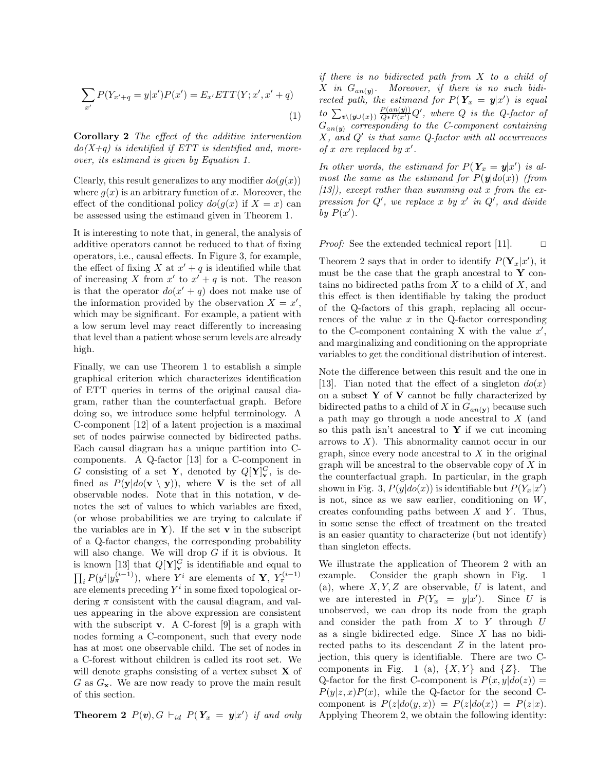$$\sum_{x'} P(Y_{x'+q} = y|x')P(x') = E_{x'} ETT(Y; x', x' + q) \tag{1}$$

**Corollary 2** *The effect of the additive intervention $do(X+q)$ is identified if ETT is identified and, moreover, its estimand is given by Equation 1.*

Clearly, this result generalizes to any modifier $do(g(x))$ where $g(x)$ is an arbitrary function of $x$. Moreover, the effect of the conditional policy $do(g(x)$ if $X = x)$ can be assessed using the estimand given in Theorem 1.

It is interesting to note that, in general, the analysis of additive operators cannot be reduced to that of fixing operators, i.e., causal effects. In Figure 3, for example, the effect of fixing $X$ at $x' + q$ is identified while that of increasing $X$ from $x'$ to $x' + q$ is not. The reason is that the operator $do(x' + q)$ does not make use of the information provided by the observation $X = x'$, which may be significant. For example, a patient with a low serum level may react differently to increasing that level than a patient whose serum levels are already high.

Finally, we can use Theorem 1 to establish a simple graphical criterion which characterizes identification of ETT queries in terms of the original causal diagram, rather than the counterfactual graph. Before doing so, we introduce some helpful terminology. A C-component [12] of a latent projection is a maximal set of nodes pairwise connected by bidirected paths. Each causal diagram has a unique partition into C-components. A Q-factor [13] for a C-component in $G$ consisting of a set $\mathbf{Y}$, denoted by $Q[\mathbf{Y}]^G_{\mathbf{v}}$, is defined as $P(\mathbf{y}|do(\mathbf{v} \setminus \mathbf{y}))$, where $\mathbf{V}$ is the set of all observable nodes. Note that in this notation, $\mathbf{v}$ denotes the set of values to which variables are fixed, (or whose probabilities we are trying to calculate if the variables are in $\mathbf{Y}$). If the set $\mathbf{v}$ in the subscript of a Q-factor changes, the corresponding probability will also change. We will drop $G$ if it is obvious. It is known [13] that $Q[\mathbf{Y}]^G_{\mathbf{v}}$ is identifiable and equal to $\prod_i P(y^i|y^{(i-1)}_\pi)$, where $Y^i$ are elements of $\mathbf{Y}$, $Y^{(i-1)}_\pi$ are elements preceding $Y^i$ in some fixed topological ordering $\pi$ consistent with the causal diagram, and values appearing in the above expression are consistent with the subscript $\mathbf{v}$. A C-forest [9] is a graph with nodes forming a C-component, such that every node has at most one observable child. The set of nodes in a C-forest without children is called its root set. We will denote graphs consisting of a vertex subset $\mathbf{X}$ of $G$ as $G_{\mathbf{x}}$. We are now ready to prove the main result of this section.

**Theorem 2** *$P(\boldsymbol{v}), G \vdash_{id} P(\boldsymbol{Y}_x = \boldsymbol{y}|x')$ if and only if there is no bidirected path from $X$ to a child of $X$ in $G_{an(\boldsymbol{y})}$. Moreover, if there is no such bidirected path, the estimand for $P(\boldsymbol{Y}_x = \boldsymbol{y}|x')$ is equal to $\sum_{\boldsymbol{v}\setminus(\boldsymbol{y}\cup\{x\})} \frac{P(an(\boldsymbol{y}))}{Q * P(x')} Q'$, where $Q$ is the Q-factor of $G_{an(\boldsymbol{y})}$ corresponding to the C-component containing $X$, and $Q'$ is that same Q-factor with all occurrences of $x$ are replaced by $x'$.*

*In other words, the estimand for $P(\boldsymbol{Y}_x = \boldsymbol{y}|x')$ is almost the same as the estimand for $P(\boldsymbol{y}|do(x))$ (from [13]), except rather than summing out $x$ from the expression for $Q'$, we replace $x$ by $x'$ in $Q'$, and divide by $P(x')$.*

*Proof:* See the extended technical report [11]. □

Theorem 2 says that in order to identify $P(\mathbf{Y}_x|x')$, it must be the case that the graph ancestral to $\mathbf{Y}$ contains no bidirected paths from $X$ to a child of $X$, and this effect is then identifiable by taking the product of the Q-factors of this graph, replacing all occurrences of the value $x$ in the Q-factor corresponding to the C-component containing X with the value $x'$, and marginalizing and conditioning on the appropriate variables to get the conditional distribution of interest.

Note the difference between this result and the one in [13]. Tian noted that the effect of a singleton $do(x)$ on a subset $\mathbf{Y}$ of $\mathbf{V}$ cannot be fully characterized by bidirected paths to a child of $X$ in $G_{an(\mathbf{y})}$ because such a path may go through a node ancestral to $X$ (and so this path isn't ancestral to $\mathbf{Y}$ if we cut incoming arrows to $X$). This abnormality cannot occur in our graph, since every node ancestral to $X$ in the original graph will be ancestral to the observable copy of $X$ in the counterfactual graph. In particular, in the graph shown in Fig. 3, $P(y|do(x))$ is identifiable but $P(Y_x|x')$ is not, since as we saw earlier, conditioning on $W$, creates confounding paths between $X$ and $Y$. Thus, in some sense the effect of treatment on the treated is an easier quantity to characterize (but not identify) than singleton effects.

We illustrate the application of Theorem 2 with an example. Consider the graph shown in Fig. 1 (a), where $X, Y, Z$ are observable, $U$ is latent, and we are interested in $P(Y_x = y|x')$. Since $U$ is unobserved, we can drop its node from the graph and consider the path from $X$ to $Y$ through $U$ as a single bidirected edge. Since $X$ has no bidirected paths to its descendant $Z$ in the latent projection, this query is identifiable. There are two C-components in Fig. 1 (a), $\{X, Y\}$ and $\{Z\}$. The Q-factor for the first C-component is $P(x, y|do(z)) = P(y|z, x)P(x)$, while the Q-factor for the second C-component is $P(z|do(y, x)) = P(z|do(x)) = P(z|x)$. Applying Theorem 2, we obtain the following identity: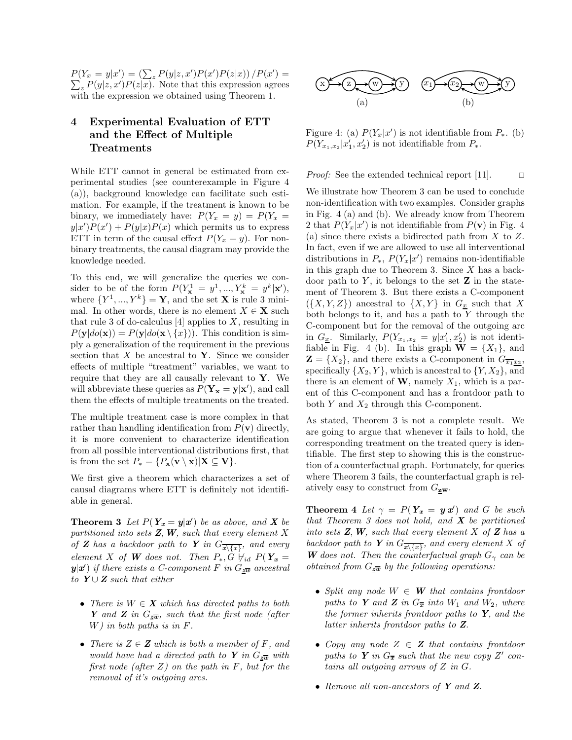$P(Y_x = y|x') = \left(\sum_z P(y|z, x')P(x')P(z|x)\right)/P(x') = \sum_z P(y|z, x')P(z|x)$. Note that this expression agrees with the expression we obtained using Theorem 1.

## 4 Experimental Evaluation of ETT and the Effect of Multiple Treatments

While ETT cannot in general be estimated from experimental studies (see counterexample in Figure 4 (a)), background knowledge can facilitate such estimation. For example, if the treatment is known to be binary, we immediately have: $P(Y_x = y) = P(Y_x = y|x')P(x') + P(y|x)P(x)$ which permits us to express ETT in term of the causal effect $P(Y_x = y)$. For non-binary treatments, the causal diagram may provide the knowledge needed.

To this end, we will generalize the queries we consider to be of the form $P(Y^1_{\mathbf{x}} = y^1, ..., Y^k_{\mathbf{x}} = y^k|\mathbf{x}')$, where $\{Y^1, ..., Y^k\} = \mathbf{Y}$, and the set $\mathbf{X}$ is rule 3 minimal. In other words, there is no element $X \in \mathbf{X}$ such that rule 3 of do-calculus [4] applies to $X$, resulting in $P(\mathbf{y}|do(\mathbf{x})) = P(\mathbf{y}|do(\mathbf{x} \setminus \{x\}))$. This condition is simply a generalization of the requirement in the previous section that $X$ be ancestral to $\mathbf{Y}$. Since we consider effects of multiple "treatment" variables, we want to require that they are all causally relevant to $\mathbf{Y}$. We will abbreviate these queries as $P(\mathbf{Y_x} = \mathbf{y}|\mathbf{x}')$, and call them the effects of multiple treatments on the treated.

The multiple treatment case is more complex in that rather than handling identification from $P(\mathbf{v})$ directly, it is more convenient to characterize identification from all possible interventional distributions first, that is from the set $P_* = \{P_{\mathbf{x}}(\mathbf{v} \setminus \mathbf{x}) | \mathbf{X} \subseteq \mathbf{V}\}$.

We first give a theorem which characterizes a set of causal diagrams where ETT is definitely not identifiable in general.

**Theorem 3** *Let $P(\boldsymbol{Y_x} = \boldsymbol{y}|\boldsymbol{x}')$ be as above, and $\boldsymbol{X}$ be partitioned into sets $\boldsymbol{Z}, \boldsymbol{W}$, such that every element $X$ of $\boldsymbol{Z}$ has a backdoor path to $\boldsymbol{Y}$ in $G_{\overline{\boldsymbol{x} \setminus \{x\}}}$, and every element $X$ of $\boldsymbol{W}$ does not. Then $P_*, G \not\vdash_{id} P(\boldsymbol{Y_x} = \boldsymbol{y}|\boldsymbol{x}')$ if there exists a C-component $F$ in $G_{\underline{\boldsymbol{z}}\overline{\boldsymbol{w}}}$ ancestral to $\boldsymbol{Y} \cup \boldsymbol{Z}$ such that either*

- *There is $W \in \boldsymbol{X}$ which has directed paths to both $\boldsymbol{Y}$ and $\boldsymbol{Z}$ in $G_{\underline{\boldsymbol{z}}\overline{\boldsymbol{w}}}$, such that the first node (after $W$) in both paths is in $F$.*
- *There is $Z \in \boldsymbol{Z}$ which is both a member of $F$, and would have had a directed path to $\boldsymbol{Y}$ in $G_{\underline{\boldsymbol{z}}\overline{\boldsymbol{w}}}$ with first node (after $Z$) on the path in $F$, but for the removal of it's outgoing arcs.*

(a) (b)

Figure 4: (a) $P(Y_x|x')$ is not identifiable from $P_*$. (b) $P(Y_{x_1,x_2}|x'_1, x'_2)$ is not identifiable from $P_*$.

*Proof:* See the extended technical report [11]. □

We illustrate how Theorem 3 can be used to conclude non-identification with two examples. Consider graphs in Fig. 4 (a) and (b). We already know from Theorem 2 that $P(Y_x|x')$ is not identifiable from $P(\mathbf{v})$ in Fig. 4 (a) since there exists a bidirected path from $X$ to $Z$. In fact, even if we are allowed to use all interventional distributions in $P_*$, $P(Y_x|x')$ remains non-identifiable in this graph due to Theorem 3. Since $X$ has a backdoor path to $Y$, it belongs to the set $\mathbf{Z}$ in the statement of Theorem 3. But there exists a C-component $(\{X, Y, Z\})$ ancestral to $\{X, Y\}$ in $G_{\underline{x}}$ such that $X$ both belongs to it, and has a path to $Y$ through the C-component but for the removal of the outgoing arc in $G_{\underline{x}}$. Similarly, $P(Y_{x_1,x_2} = y|x'_1, x'_2)$ is not identifiable in Fig. 4 (b). In this graph $\mathbf{W} = \{X_1\}$, and $\mathbf{Z} = \{X_2\}$, and there exists a C-component in $G_{\overline{x_1}\underline{x_2}}$, specifically $\{X_2, Y\}$, which is ancestral to $\{Y, X_2\}$, and there is an element of $\mathbf{W}$, namely $X_1$, which is a parent of this C-component and has a frontdoor path to both $Y$ and $X_2$ through this C-component.

As stated, Theorem 3 is not a complete result. We are going to argue that whenever it fails to hold, the corresponding treatment on the treated query is identifiable. The first step to showing this is the construction of a counterfactual graph. Fortunately, for queries where Theorem 3 fails, the counterfactual graph is relatively easy to construct from $G_{\underline{\mathbf{z}}\overline{\mathbf{w}}}$.

**Theorem 4** *Let $\gamma = P(\boldsymbol{Y_x} = \boldsymbol{y}|\boldsymbol{x}')$ and $G$ be such that Theorem 3 does not hold, and $\boldsymbol{X}$ be partitioned into sets $\boldsymbol{Z}, \boldsymbol{W}$, such that every element $X$ of $\boldsymbol{Z}$ has a backdoor path to $\boldsymbol{Y}$ in $G_{\overline{\boldsymbol{x} \setminus \{x\}}}$, and every element $X$ of $\boldsymbol{W}$ does not. Then the counterfactual graph $G_\gamma$ can be obtained from $G_{\underline{\boldsymbol{z}}\overline{\boldsymbol{w}}}$ by the following operations:*

- *Split any node $W \in \boldsymbol{W}$ that contains frontdoor paths to $\boldsymbol{Y}$ and $\boldsymbol{Z}$ in $G_{\overline{\boldsymbol{x}}}$ into $W_1$ and $W_2$, where the former inherits frontdoor paths to $\boldsymbol{Y}$, and the latter inherits frontdoor paths to $\boldsymbol{Z}$.*
- *Copy any node $Z \in \boldsymbol{Z}$ that contains frontdoor paths to $\boldsymbol{Y}$ in $G_{\overline{\boldsymbol{x}}}$ such that the new copy $Z'$ contains all outgoing arrows of $Z$ in $G$.*
- *Remove all non-ancestors of $\boldsymbol{Y}$ and $\boldsymbol{Z}$.*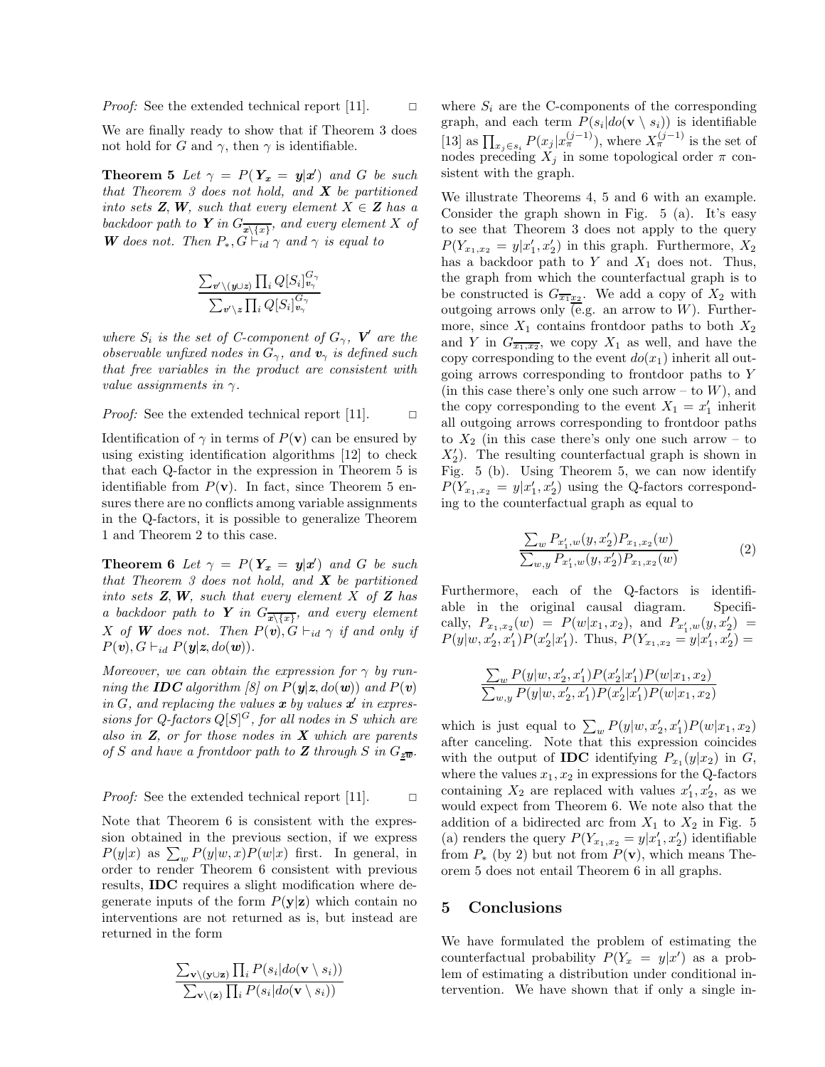*Proof:* See the extended technical report [11]. □

We are finally ready to show that if Theorem 3 does not hold for $G$ and $\gamma$, then $\gamma$ is identifiable.

**Theorem 5** *Let $\gamma = P(\boldsymbol{Y_x} = \boldsymbol{y}|\boldsymbol{x}')$ and $G$ be such that Theorem 3 does not hold, and $\boldsymbol{X}$ be partitioned into sets $\boldsymbol{Z}, \boldsymbol{W}$, such that every element $X \in \boldsymbol{Z}$ has a backdoor path to $\boldsymbol{Y}$ in $G_{\overline{\boldsymbol{x}\setminus\{x\}}}$, and every element $X$ of $\boldsymbol{W}$ does not. Then $P_*, G \vdash_{id} \gamma$ and $\gamma$ is equal to*

$$\frac{\sum_{\boldsymbol{v}'\setminus(\boldsymbol{y}\cup\boldsymbol{z})} \prod_i Q[S_i]^{G_\gamma}_{\boldsymbol{v}_\gamma}}{\sum_{\boldsymbol{v}'\setminus\boldsymbol{z}} \prod_i Q[S_i]^{G_\gamma}_{\boldsymbol{v}_\gamma}}$$

*where $S_i$ is the set of C-component of $G_\gamma$, $\boldsymbol{V}'$ are the observable unfixed nodes in $G_\gamma$, and $\boldsymbol{v}_\gamma$ is defined such that free variables in the product are consistent with value assignments in $\gamma$.*

*Proof:* See the extended technical report [11]. □

Identification of $\gamma$ in terms of $P(\mathbf{v})$ can be ensured by using existing identification algorithms [12] to check that each Q-factor in the expression in Theorem 5 is identifiable from $P(\mathbf{v})$. In fact, since Theorem 5 ensures there are no conflicts among variable assignments in the Q-factors, it is possible to generalize Theorem 1 and Theorem 2 to this case.

**Theorem 6** *Let $\gamma = P(\boldsymbol{Y_x} = \boldsymbol{y}|\boldsymbol{x}')$ and $G$ be such that Theorem 3 does not hold, and $\boldsymbol{X}$ be partitioned into sets $\boldsymbol{Z}, \boldsymbol{W}$, such that every element $X$ of $\boldsymbol{Z}$ has a backdoor path to $\boldsymbol{Y}$ in $G_{\overline{\boldsymbol{x}\setminus\{x\}}}$, and every element $X$ of $\boldsymbol{W}$ does not. Then $P(\boldsymbol{v}), G \vdash_{id} \gamma$ if and only if $P(\boldsymbol{v}), G \vdash_{id} P(\boldsymbol{y}|\boldsymbol{z}, do(\boldsymbol{w}))$.*

*Moreover, we can obtain the expression for $\gamma$ by running the **IDC** algorithm [8] on $P(\boldsymbol{y}|\boldsymbol{z}, do(\boldsymbol{w}))$ and $P(\boldsymbol{v})$ in $G$, and replacing the values $\boldsymbol{x}$ by values $\boldsymbol{x}'$ in expressions for Q-factors $Q[S]^G$, for all nodes in $S$ which are also in $\boldsymbol{Z}$, or for those nodes in $\boldsymbol{X}$ which are parents of $S$ and have a frontdoor path to $\boldsymbol{Z}$ through $S$ in $G_{\underline{\boldsymbol{z}}\overline{\boldsymbol{w}}}$.*

*Proof:* See the extended technical report [11]. □

Note that Theorem 6 is consistent with the expression obtained in the previous section, if we express $P(y|x)$ as $\sum_w P(y|w,x)P(w|x)$ first. In general, in order to render Theorem 6 consistent with previous results, **IDC** requires a slight modification where degenerate inputs of the form $P(\mathbf{y}|\mathbf{z})$ which contain no interventions are not returned as is, but instead are returned in the form

$$\frac{\sum_{\mathbf{v}\setminus(\mathbf{y}\cup\mathbf{z})} \prod_i P(s_i|do(\mathbf{v}\setminus s_i))}{\sum_{\mathbf{v}\setminus(\mathbf{z})} \prod_i P(s_i|do(\mathbf{v}\setminus s_i))}$$

where $S_i$ are the C-components of the corresponding graph, and each term $P(s_i|do(\mathbf{v}\setminus s_i))$ is identifiable [13] as $\prod_{x_j \in s_i} P(x_j|x_\pi^{(j-1)})$, where $X_\pi^{(j-1)}$ is the set of nodes preceding $X_j$ in some topological order $\pi$ consistent with the graph.

We illustrate Theorems 4, 5 and 6 with an example. Consider the graph shown in Fig. 5 (a). It's easy to see that Theorem 3 does not apply to the query $P(Y_{x_1,x_2} = y|x_1', x_2')$ in this graph. Furthermore, $X_2$ has a backdoor path to $Y$ and $X_1$ does not. Thus, the graph from which the counterfactual graph is to be constructed is $G_{\overline{x_1}\underline{x_2}}$. We add a copy of $X_2$ with outgoing arrows only (e.g. an arrow to $W$). Furthermore, since $X_1$ contains frontdoor paths to both $X_2$ and $Y$ in $G_{\overline{x_1,x_2}}$, we copy $X_1$ as well, and have the copy corresponding to the event $do(x_1)$ inherit all outgoing arrows corresponding to frontdoor paths to $Y$ (in this case there's only one such arrow – to $W$), and the copy corresponding to the event $X_1 = x_1'$ inherit all outgoing arrows corresponding to frontdoor paths to $X_2$ (in this case there's only one such arrow – to $X_2'$). The resulting counterfactual graph is shown in Fig. 5 (b). Using Theorem 5, we can now identify $P(Y_{x_1,x_2} = y|x_1', x_2')$ using the Q-factors corresponding to the counterfactual graph as equal to

$$\frac{\sum_w P_{x_1',w}(y, x_2')P_{x_1,x_2}(w)}{\sum_{w,y} P_{x_1',w}(y, x_2')P_{x_1,x_2}(w)} \tag{2}$$

Furthermore, each of the Q-factors is identifiable in the original causal diagram. Specifically, $P_{x_1,x_2}(w) = P(w|x_1, x_2)$, and $P_{x_1',w}(y, x_2') = P(y|w, x_2', x_1')P(x_2'|x_1')$. Thus, $P(Y_{x_1,x_2} = y|x_1', x_2') =$

$$\frac{\sum_w P(y|w, x_2', x_1')P(x_2'|x_1')P(w|x_1, x_2)}{\sum_{w,y} P(y|w, x_2', x_1')P(x_2'|x_1')P(w|x_1, x_2)}$$

which is just equal to $\sum_w P(y|w, x_2', x_1')P(w|x_1, x_2)$ after canceling. Note that this expression coincides with the output of **IDC** identifying $P_{x_1}(y|x_2)$ in $G$, where the values $x_1, x_2$ in expressions for the Q-factors containing $X_2$ are replaced with values $x_1', x_2'$, as we would expect from Theorem 6. We note also that the addition of a bidirected arc from $X_1$ to $X_2$ in Fig. 5 (a) renders the query $P(Y_{x_1,x_2} = y|x_1', x_2')$ identifiable from $P_*$ (by 2) but not from $P(\mathbf{v})$, which means Theorem 5 does not entail Theorem 6 in all graphs.

## 5 Conclusions

We have formulated the problem of estimating the counterfactual probability $P(Y_x = y|x')$ as a problem of estimating a distribution under conditional intervention. We have shown that if only a single in-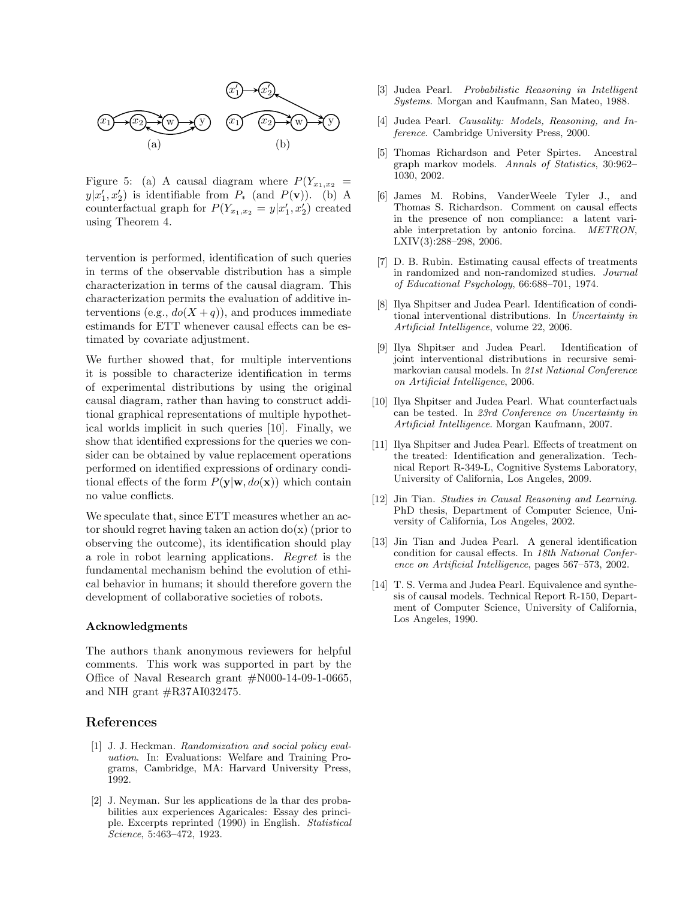(a) (b)

Figure 5: (a) A causal diagram where $P(Y_{x_1,x_2} = y|x_1', x_2')$ is identifiable from $P_*$ (and $P(\mathbf{v})$). (b) A counterfactual graph for $P(Y_{x_1,x_2} = y|x_1', x_2')$ created using Theorem 4.

tervention is performed, identification of such queries in terms of the observable distribution has a simple characterization in terms of the causal diagram. This characterization permits the evaluation of additive interventions (e.g., $do(X + q)$), and produces immediate estimands for ETT whenever causal effects can be estimated by covariate adjustment.

We further showed that, for multiple interventions it is possible to characterize identification in terms of experimental distributions by using the original causal diagram, rather than having to construct additional graphical representations of multiple hypothetical worlds implicit in such queries [10]. Finally, we show that identified expressions for the queries we consider can be obtained by value replacement operations performed on identified expressions of ordinary conditional effects of the form $P(\mathbf{y}|\mathbf{w}, do(\mathbf{x}))$ which contain no value conflicts.

We speculate that, since ETT measures whether an actor should regret having taken an action do(x) (prior to observing the outcome), its identification should play a role in robot learning applications. *Regret* is the fundamental mechanism behind the evolution of ethical behavior in humans; it should therefore govern the development of collaborative societies of robots.

### Acknowledgments

The authors thank anonymous reviewers for helpful comments. This work was supported in part by the Office of Naval Research grant #N000-14-09-1-0665, and NIH grant #R37AI032475.

## References

[1] J. J. Heckman. *Randomization and social policy evaluation*. In: Evaluations: Welfare and Training Programs, Cambridge, MA: Harvard University Press, 1992.

[2] J. Neyman. Sur les applications de la thar des probabilities aux experiences Agaricales: Essay des principle. Excerpts reprinted (1990) in English. *Statistical Science*, 5:463–472, 1923.

[3] Judea Pearl. *Probabilistic Reasoning in Intelligent Systems*. Morgan and Kaufmann, San Mateo, 1988.

[4] Judea Pearl. *Causality: Models, Reasoning, and Inference*. Cambridge University Press, 2000.

[5] Thomas Richardson and Peter Spirtes. Ancestral graph markov models. *Annals of Statistics*, 30:962–1030, 2002.

[6] James M. Robins, VanderWeele Tyler J., and Thomas S. Richardson. Comment on causal effects in the presence of non compliance: a latent variable interpretation by antonio forcina. *METRON*, LXIV(3):288–298, 2006.

[7] D. B. Rubin. Estimating causal effects of treatments in randomized and non-randomized studies. *Journal of Educational Psychology*, 66:688–701, 1974.

[8] Ilya Shpitser and Judea Pearl. Identification of conditional interventional distributions. In *Uncertainty in Artificial Intelligence*, volume 22, 2006.

[9] Ilya Shpitser and Judea Pearl. Identification of joint interventional distributions in recursive semi-markovian causal models. In *21st National Conference on Artificial Intelligence*, 2006.

[10] Ilya Shpitser and Judea Pearl. What counterfactuals can be tested. In *23rd Conference on Uncertainty in Artificial Intelligence*. Morgan Kaufmann, 2007.

[11] Ilya Shpitser and Judea Pearl. Effects of treatment on the treated: Identification and generalization. Technical Report R-349-L, Cognitive Systems Laboratory, University of California, Los Angeles, 2009.

[12] Jin Tian. *Studies in Causal Reasoning and Learning*. PhD thesis, Department of Computer Science, University of California, Los Angeles, 2002.

[13] Jin Tian and Judea Pearl. A general identification condition for causal effects. In *18th National Conference on Artificial Intelligence*, pages 567–573, 2002.

[14] T. S. Verma and Judea Pearl. Equivalence and synthesis of causal models. Technical Report R-150, Department of Computer Science, University of California, Los Angeles, 1990.